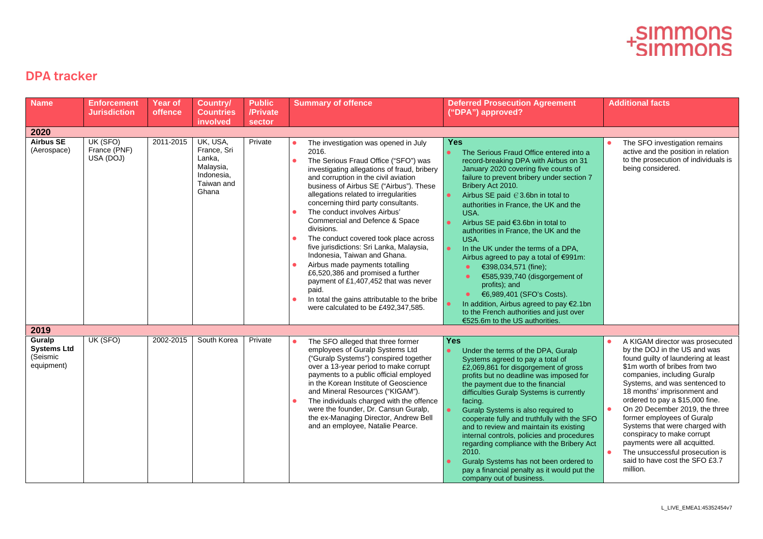## DPA tracker

| Name | Enforcement Jurisdiction | Year of offence | Country/ Countries involved | Public /Private sector | Summary of offence | Deferred Prosecution Agreement ("DPA") approved? | Additional facts |
|---|---|---|---|---|---|---|---|
| **2020** | | | | | | | |
| **Airbus SE** (Aerospace) | UK (SFO) France (PNF) USA (DOJ) | 2011-2015 | UK, USA, France, Sri Lanka, Malaysia, Indonesia, Taiwan and Ghana | Private | • The investigation was opened in July 2016.<br>• The Serious Fraud Office ("SFO") was investigating allegations of fraud, bribery and corruption in the civil aviation business of Airbus SE ("Airbus"). These allegations related to irregularities concerning third party consultants.<br>• The conduct involves Airbus' Commercial and Defence & Space divisions.<br>• The conduct covered took place across five jurisdictions: Sri Lanka, Malaysia, Indonesia, Taiwan and Ghana.<br>• Airbus made payments totalling £6,520,386 and promised a further payment of £1,407,452 that was never paid.<br>• In total the gains attributable to the bribe were calculated to be £492,347,585. | **Yes**<br>• The Serious Fraud Office entered into a record-breaking DPA with Airbus on 31 January 2020 covering five counts of failure to prevent bribery under section 7 Bribery Act 2010.<br>• Airbus SE paid €3.6bn in total to authorities in France, the UK and the USA.<br>• Airbus SE paid €3.6bn in total to authorities in France, the UK and the USA.<br>• In the UK under the terms of a DPA, Airbus agreed to pay a total of €991m:<br>  • €398,034,571 (fine);<br>  • €585,939,740 (disgorgement of profits); and<br>  • €6,989,401 (SFO's Costs).<br>• In addition, Airbus agreed to pay €2.1bn to the French authorities and just over €525.6m to the US authorities. | • The SFO investigation remains active and the position in relation to the prosecution of individuals is being considered. |
| **2019** | | | | | | | |
| **Guralp Systems Ltd** (Seismic equipment) | UK (SFO) | 2002-2015 | South Korea | Private | • The SFO alleged that three former employees of Guralp Systems Ltd ("Guralp Systems") conspired together over a 13-year period to make corrupt payments to a public official employed in the Korean Institute of Geoscience and Mineral Resources ("KIGAM").<br>• The individuals charged with the offence were the founder, Dr. Cansun Guralp, the ex-Managing Director, Andrew Bell and an employee, Natalie Pearce. | **Yes**<br>• Under the terms of the DPA, Guralp Systems agreed to pay a total of £2,069,861 for disgorgement of gross profits but no deadline was imposed for the payment due to the financial difficulties Gurlap Systems is currently facing.<br>• Guralp Systems is also required to cooperate fully and truthfully with the SFO and to review and maintain its existing internal controls, policies and procedures regarding compliance with the Bribery Act 2010.<br>• Guralp Systems has not been ordered to pay a financial penalty as it would put the company out of business. | • A KIGAM director was prosecuted by the DOJ in the US and was found guilty of laundering at least $1m worth of bribes from two companies, including Guralp Systems, and was sentenced to 18 months' imprisonment and ordered to pay a $15,000 fine.<br>• On 20 December 2019, the three former employees of Guralp Systems that were charged with conspiracy to make corrupt payments were all acquitted.<br>• The unsuccessful prosecution is said to have cost the SFO £3.7 million. |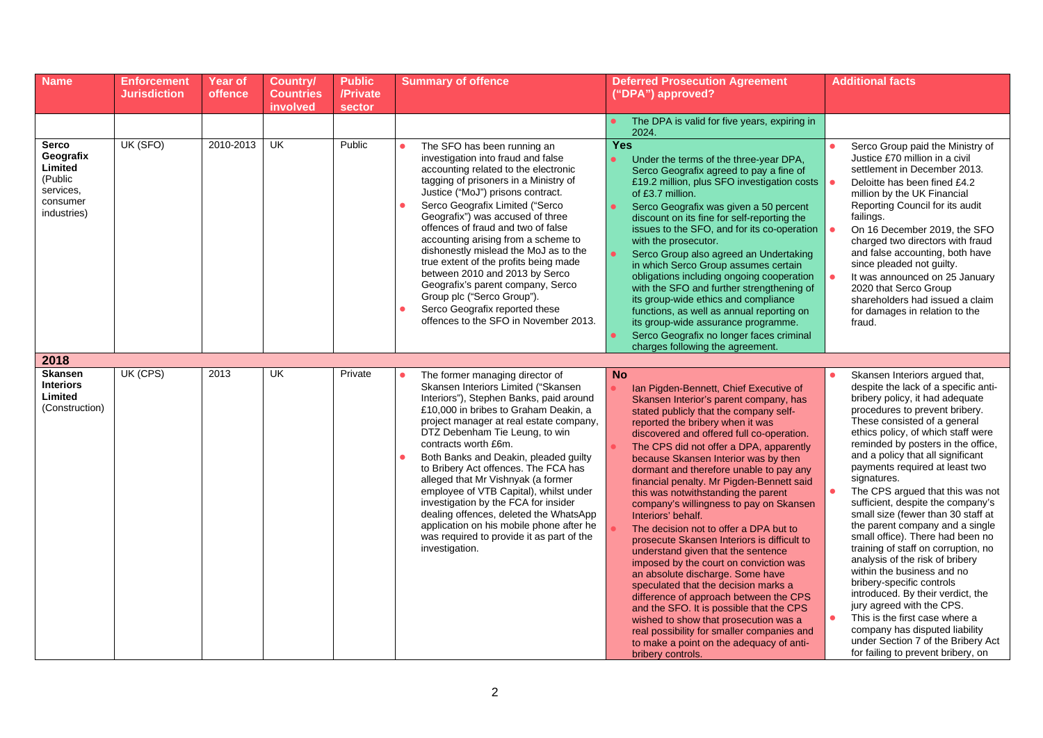| Name | Enforcement Jurisdiction | Year of offence | Country/ Countries involved | Public /Private sector | Summary of offence | Deferred Prosecution Agreement ("DPA") approved? | Additional facts |
|---|---|---|---|---|---|---|---|
| | | | | | | • The DPA is valid for five years, expiring in 2024. | |
| **Serco Geografix Limited** (Public services, consumer industries) | UK (SFO) | 2010-2013 | UK | Public | • The SFO has been running an investigation into fraud and false accounting related to the electronic tagging of prisoners in a Ministry of Justice ("MoJ") prisons contract. <br> • Serco Geografix Limited ("Serco Geografix") was accused of three offences of fraud and two of false accounting arising from a scheme to dishonestly mislead the MoJ as to the true extent of the profits being made between 2010 and 2013 by Serco Geografix's parent company, Serco Group plc ("Serco Group"). <br> • Serco Geografix reported these offences to the SFO in November 2013. | **Yes** <br> • Under the terms of the three-year DPA, Serco Geografix agreed to pay a fine of £19.2 million, plus SFO investigation costs of £3.7 million. <br> • Serco Geografix was given a 50 percent discount on its fine for self-reporting the issues to the SFO, and for its co-operation with the prosecutor. <br> • Serco Group also agreed an Undertaking in which Serco Group assumes certain obligations including ongoing cooperation with the SFO and further strengthening of its group-wide ethics and compliance functions, as well as annual reporting on its group-wide assurance programme. <br> • Serco Geografix no longer faces criminal charges following the agreement. | • Serco Group paid the Ministry of Justice £70 million in a civil settlement in December 2013. <br> • Deloitte has been fined £4.2 million by the UK Financial Reporting Council for its audit failings. <br> • On 16 December 2019, the SFO charged two directors with fraud and false accounting, both have since pleaded not guilty. <br> • It was announced on 25 January 2020 that Serco Group shareholders had issued a claim for damages in relation to the fraud. |
| **2018** | | | | | | | |
| **Skansen Interiors Limited** (Construction) | UK (CPS) | 2013 | UK | Private | • The former managing director of Skansen Interiors Limited ("Skansen Interiors"), Stephen Banks, paid around £10,000 in bribes to Graham Deakin, a project manager at real estate company, DTZ Debenham Tie Leung, to win contracts worth £6m. <br> • Both Banks and Deakin, pleaded guilty to Bribery Act offences. The FCA has alleged that Mr Vishnyak (a former employee of VTB Capital), whilst under investigation by the FCA for insider dealing offences, deleted the WhatsApp application on his mobile phone after he was required to provide it as part of the investigation. | **No** <br> • Ian Pigden-Bennett, Chief Executive of Skansen Interior's parent company, has stated publicly that the company self-reported the bribery when it was discovered and offered full co-operation. <br> • The CPS did not offer a DPA, apparently because Skansen Interior was by then dormant and therefore unable to pay any financial penalty. Mr Pigden-Bennett said this was notwithstanding the parent company's willingness to pay on Skansen Interiors' behalf. <br> • The decision not to offer a DPA but to prosecute Skansen Interiors is difficult to understand given that the sentence imposed by the court on conviction was an absolute discharge. Some have speculated that the decision marks a difference of approach between the CPS and the SFO. It is possible that the CPS wished to show that prosecution was a real possibility for smaller companies and to make a point on the adequacy of anti-bribery controls. | • Skansen Interiors argued that, despite the lack of a specific anti-bribery policy, it had adequate procedures to prevent bribery. These consisted of a general ethics policy, of which staff were reminded by posters in the office, and a policy that all significant payments required at least two signatures. <br> • The CPS argued that this was not sufficient, despite the company's small size (fewer than 30 staff at the parent company and a single small office). There had been no training of staff on corruption, no analysis of the risk of bribery within the business and no bribery-specific controls introduced. By their verdict, the jury agreed with the CPS. <br> • This is the first case where a company has disputed liability under Section 7 of the Bribery Act for failing to prevent bribery, on |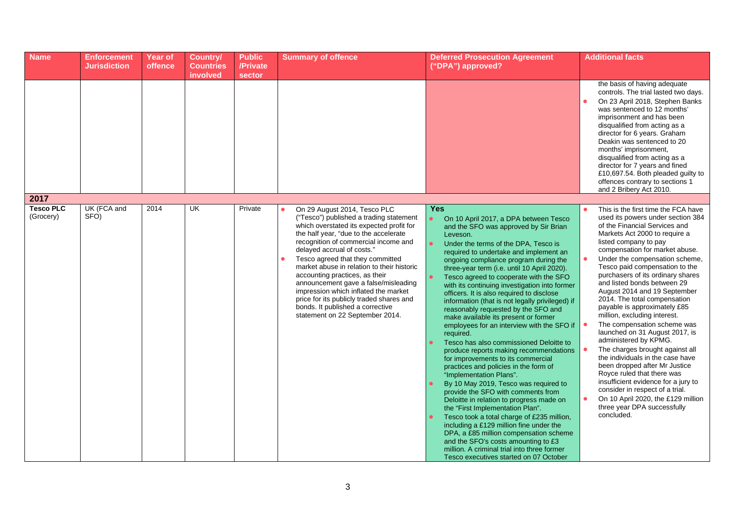| Name | Enforcement Jurisdiction | Year of offence | Country/ Countries involved | Public /Private sector | Summary of offence | Deferred Prosecution Agreement ("DPA") approved? | Additional facts |
|---|---|---|---|---|---|---|---|
| | | | | | | | the basis of having adequate controls. The trial lasted two days.<br>• On 23 April 2018, Stephen Banks was sentenced to 12 months' imprisonment and has been disqualified from acting as a director for 6 years. Graham Deakin was sentenced to 20 months' imprisonment, disqualified from acting as a director for 7 years and fined £10,697.54. Both pleaded guilty to offences contrary to sections 1 and 2 Bribery Act 2010. |
| **2017** | | | | | | | |
| **Tesco PLC** (Grocery) | UK (FCA and SFO) | 2014 | UK | Private | • On 29 August 2014, Tesco PLC ("Tesco") published a trading statement which overstated its expected profit for the half year, "due to the accelerate recognition of commercial income and delayed accrual of costs."<br>• Tesco agreed that they committed market abuse in relation to their historic accounting practices, as their announcement gave a false/misleading impression which inflated the market price for its publicly traded shares and bonds. It published a corrective statement on 22 September 2014. | **Yes**<br>• On 10 April 2017, a DPA between Tesco and the SFO was approved by Sir Brian Leveson.<br>• Under the terms of the DPA, Tesco is required to undertake and implement an ongoing compliance program during the three-year term (i.e. until 10 April 2020).<br>• Tesco agreed to cooperate with the SFO with its continuing investigation into former officers. It is also required to disclose information (that is not legally privileged) if reasonably requested by the SFO and make available its present or former employees for an interview with the SFO if required.<br>• Tesco has also commissioned Deloitte to produce reports making recommendations for improvements to its commercial practices and policies in the form of "Implementation Plans".<br>• By 10 May 2019, Tesco was required to provide the SFO with comments from Deloitte in relation to progress made on the "First Implementation Plan".<br>• Tesco took a total charge of £235 million, including a £129 million fine under the DPA, a £85 million compensation scheme and the SFO's costs amounting to £3 million. A criminal trial into three former Tesco executives started on 07 October | • This is the first time the FCA have used its powers under section 384 of the Financial Services and Markets Act 2000 to require a listed company to pay compensation for market abuse.<br>• Under the compensation scheme, Tesco paid compensation to the purchasers of its ordinary shares and listed bonds between 29 August 2014 and 19 September 2014. The total compensation payable is approximately £85 million, excluding interest.<br>• The compensation scheme was launched on 31 August 2017, is administered by KPMG.<br>• The charges brought against all the individuals in the case have been dropped after Mr Justice Royce ruled that there was insufficient evidence for a jury to consider in respect of a trial.<br>• On 10 April 2020, the £129 million three year DPA successfully concluded. |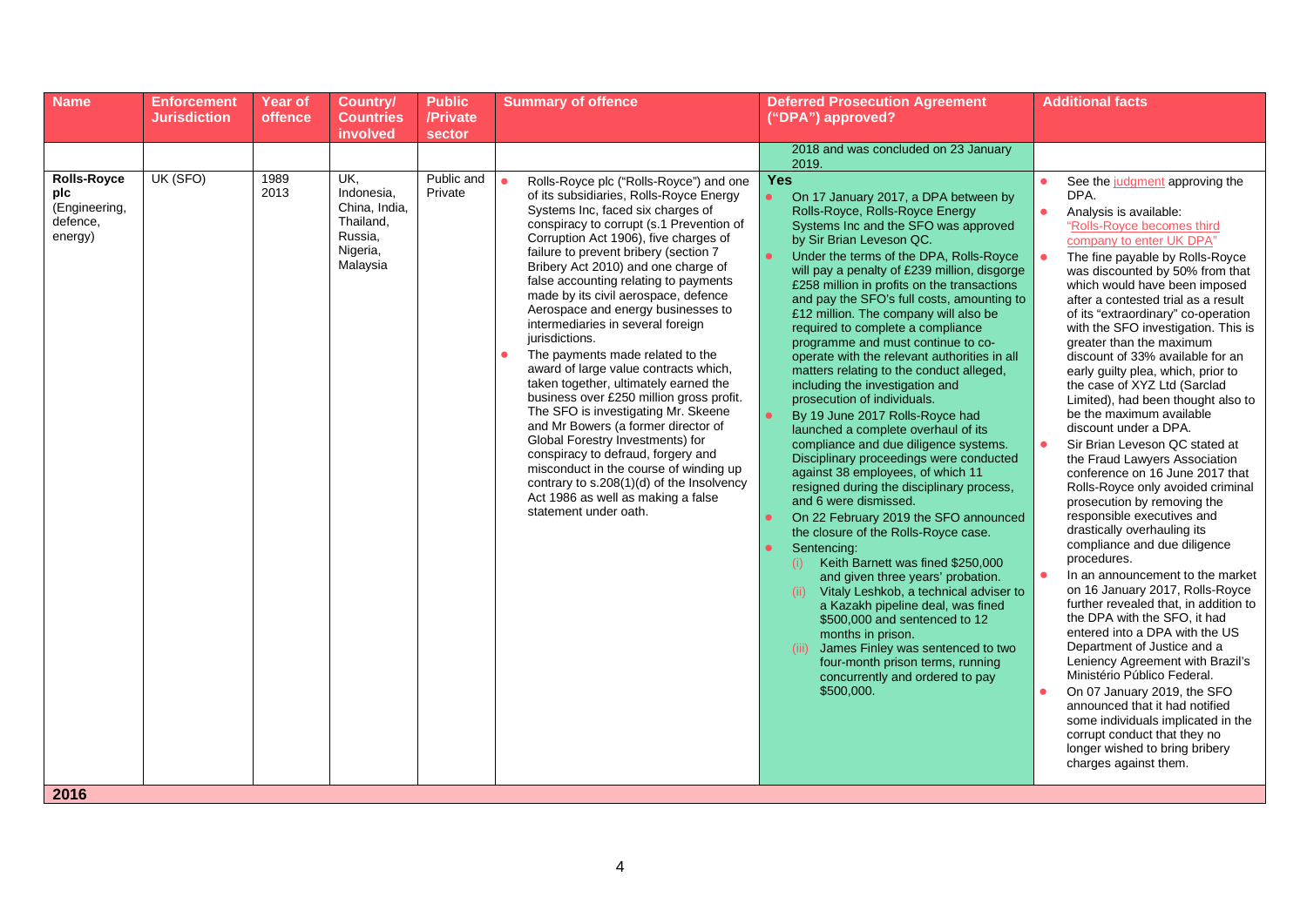| Name | Enforcement Jurisdiction | Year of offence | Country/ Countries involved | Public /Private sector | Summary of offence | Deferred Prosecution Agreement ("DPA") approved? | Additional facts |
|---|---|---|---|---|---|---|---|
| | | | | | | 2018 and was concluded on 23 January 2019. | |
| **Rolls-Royce plc** (Engineering, defence, energy) | UK (SFO) | 1989 2013 | UK, Indonesia, China, India, Thailand, Russia, Nigeria, Malaysia | Public and Private | • Rolls-Royce plc ("Rolls-Royce") and one of its subsidiaries, Rolls-Royce Energy Systems Inc, faced six charges of conspiracy to corrupt (s.1 Prevention of Corruption Act 1906), five charges of failure to prevent bribery (section 7 Bribery Act 2010) and one charge of false accounting relating to payments made by its civil aerospace, defence Aerospace and energy businesses to intermediaries in several foreign jurisdictions.<br>• The payments made related to the award of large value contracts which, taken together, ultimately earned the business over £250 million gross profit. The SFO is investigating Mr. Skeene and Mr Bowers (a former director of Global Forestry Investments) for conspiracy to defraud, forgery and misconduct in the course of winding up contrary to s.208(1)(d) of the Insolvency Act 1986 as well as making a false statement under oath. | **Yes**<br>• On 17 January 2017, a DPA between by Rolls-Royce, Rolls-Royce Energy Systems Inc and the SFO was approved by Sir Brian Leveson QC.<br>• Under the terms of the DPA, Rolls-Royce will pay a penalty of £239 million, disgorge £258 million in profits on the transactions and pay the SFO's full costs, amounting to £12 million. The company will also be required to complete a compliance programme and must continue to co-operate with the relevant authorities in all matters relating to the conduct alleged, including the investigation and prosecution of individuals.<br>• By 19 June 2017 Rolls-Royce had launched a complete overhaul of its compliance and due diligence systems. Disciplinary proceedings were conducted against 38 employees, of which 11 resigned during the disciplinary process, and 6 were dismissed.<br>• On 22 February 2019 the SFO announced the closure of the Rolls-Royce case.<br>• Sentencing:<br>(i) Keith Barnett was fined $250,000 and given three years' probation.<br>(ii) Vitaly Leshkob, a technical adviser to a Kazakh pipeline deal, was fined $500,000 and sentenced to 12 months in prison.<br>(iii) James Finley was sentenced to two four-month prison terms, running concurrently and ordered to pay $500,000. | • See the judgment approving the DPA.<br>• Analysis is available: "Rolls-Royce becomes third company to enter UK DPA"<br>• The fine payable by Rolls-Royce was discounted by 50% from that which would have been imposed after a contested trial as a result of its "extraordinary" co-operation with the SFO investigation. This is greater than the maximum discount of 33% available for an early guilty plea, which, prior to the case of XYZ Ltd (Sarclad Limited), had been thought also to be the maximum available discount under a DPA.<br>• Sir Brian Leveson QC stated at the Fraud Lawyers Association conference on 16 June 2017 that Rolls-Royce only avoided criminal prosecution by removing the responsible executives and drastically overhauling its compliance and due diligence procedures.<br>• In an announcement to the market on 16 January 2017, Rolls-Royce further revealed that, in addition to the DPA with the SFO, it had entered into a DPA with the US Department of Justice and a Leniency Agreement with Brazil's Ministério Público Federal.<br>• On 07 January 2019, the SFO announced that it had notified some individuals implicated in the corrupt conduct that they no longer wished to bring bribery charges against them. |
| **2016** | | | | | | | |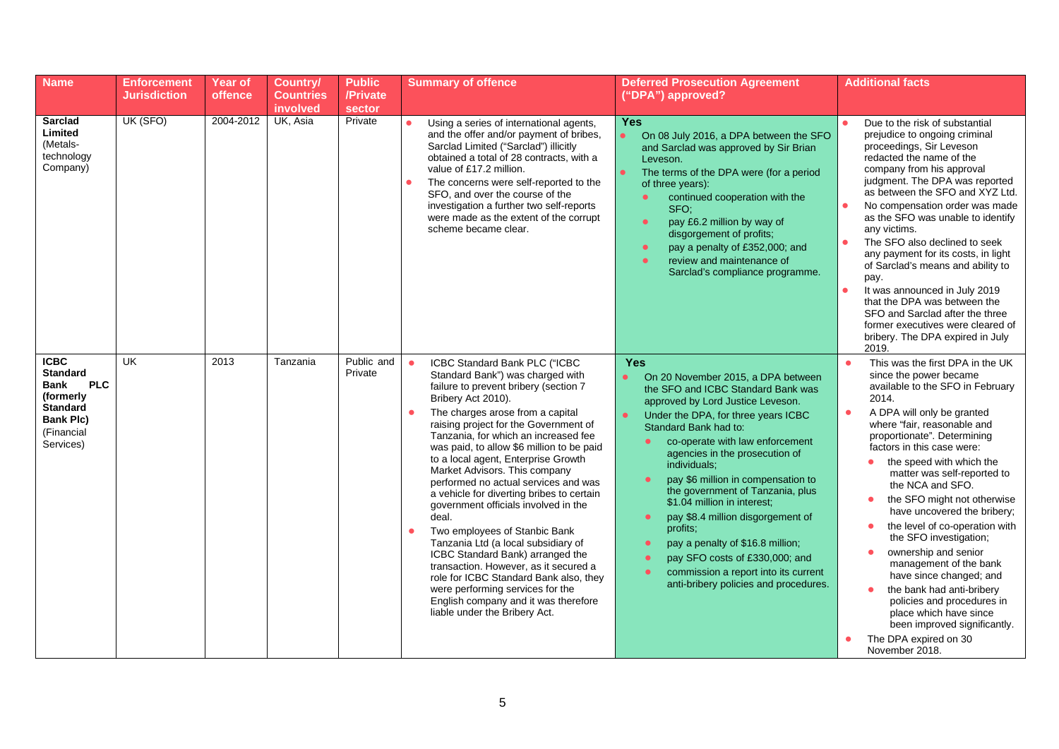| Name | Enforcement Jurisdiction | Year of offence | Country/ Countries involved | Public /Private sector | Summary of offence | Deferred Prosecution Agreement ("DPA") approved? | Additional facts |
|---|---|---|---|---|---|---|---|
| **Sarclad Limited** (Metals-technology Company) | UK (SFO) | 2004-2012 | UK, Asia | Private | • Using a series of international agents, and the offer and/or payment of bribes, Sarclad Limited ("Sarclad") illicitly obtained a total of 28 contracts, with a value of £17.2 million.<br>• The concerns were self-reported to the SFO, and over the course of the investigation a further two self-reports were made as the extent of the corrupt scheme became clear. | **Yes**<br>• On 08 July 2016, a DPA between the SFO and Sarclad was approved by Sir Brian Leveson.<br>• The terms of the DPA were (for a period of three years):<br>◦ continued cooperation with the SFO;<br>◦ pay £6.2 million by way of disgorgement of profits;<br>◦ pay a penalty of £352,000; and<br>◦ review and maintenance of Sarclad's compliance programme. | • Due to the risk of substantial prejudice to ongoing criminal proceedings, Sir Leveson redacted the name of the company from his approval judgment. The DPA was reported as between the SFO and XYZ Ltd.<br>• No compensation order was made as the SFO was unable to identify any victims.<br>• The SFO also declined to seek any payment for its costs, in light of Sarclad's means and ability to pay.<br>• It was announced in July 2019 that the DPA was between the SFO and Sarclad after the three former executives were cleared of bribery. The DPA expired in July 2019. |
| **ICBC Standard Bank PLC (formerly Standard Bank Plc)** (Financial Services) | UK | 2013 | Tanzania | Public and Private | • ICBC Standard Bank PLC ("ICBC Standard Bank") was charged with failure to prevent bribery (section 7 Bribery Act 2010).<br>• The charges arose from a capital raising project for the Government of Tanzania, for which an increased fee was paid, to allow $6 million to be paid to a local agent, Enterprise Growth Market Advisors. This company performed no actual services and was a vehicle for diverting bribes to certain government officials involved in the deal.<br>• Two employees of Stanbic Bank Tanzania Ltd (a local subsidiary of ICBC Standard Bank) arranged the transaction. However, as it secured a role for ICBC Standard Bank also, they were performing services for the English company and it was therefore liable under the Bribery Act. | **Yes**<br>• On 20 November 2015, a DPA between the SFO and ICBC Standard Bank was approved by Lord Justice Leveson.<br>• Under the DPA, for three years ICBC Standard Bank had to:<br>◦ co-operate with law enforcement agencies in the prosecution of individuals;<br>◦ pay $6 million in compensation to the government of Tanzania, plus $1.04 million in interest;<br>◦ pay $8.4 million disgorgement of profits;<br>◦ pay a penalty of $16.8 million;<br>◦ pay SFO costs of £330,000; and<br>◦ commission a report into its current anti-bribery policies and procedures. | • This was the first DPA in the UK since the power became available to the SFO in February 2014.<br>• A DPA will only be granted where "fair, reasonable and proportionate". Determining factors in this case were:<br>◦ the speed with which the matter was self-reported to the NCA and SFO.<br>◦ the SFO might not otherwise have uncovered the bribery;<br>◦ the level of co-operation with the SFO investigation;<br>◦ ownership and senior management of the bank have since changed; and<br>◦ the bank had anti-bribery policies and procedures in place which have since been improved significantly.<br>• The DPA expired on 30 November 2018. |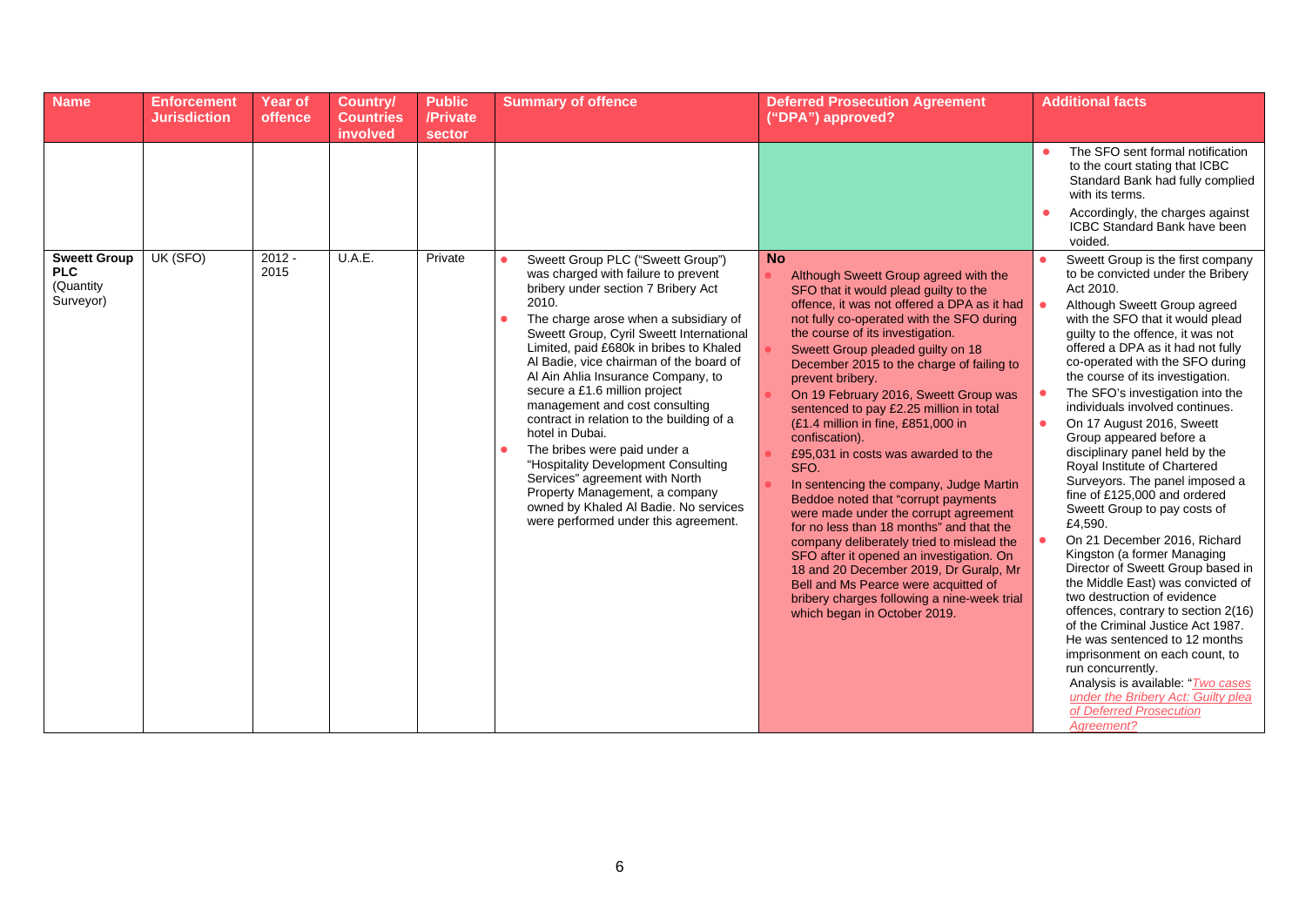| Name | Enforcement Jurisdiction | Year of offence | Country/ Countries involved | Public /Private sector | Summary of offence | Deferred Prosecution Agreement ("DPA") approved? | Additional facts |
|---|---|---|---|---|---|---|---|
| | | | | | | | • The SFO sent formal notification to the court stating that ICBC Standard Bank had fully complied with its terms. • Accordingly, the charges against ICBC Standard Bank have been voided. |
| **Sweett Group PLC** (Quantity Surveyor) | UK (SFO) | 2012 - 2015 | U.A.E. | Private | • Sweett Group PLC ("Sweett Group") was charged with failure to prevent bribery under section 7 Bribery Act 2010. • The charge arose when a subsidiary of Sweett Group, Cyril Sweett International Limited, paid £680k in bribes to Khaled Al Badie, vice chairman of the board of Al Ain Ahlia Insurance Company, to secure a £1.6 million project management and cost consulting contract in relation to the building of a hotel in Dubai. • The bribes were paid under a "Hospitality Development Consulting Services" agreement with North Property Management, a company owned by Khaled Al Badie. No services were performed under this agreement. | **No** • Although Sweett Group agreed with the SFO that it would plead guilty to the offence, it was not offered a DPA as it had not fully co-operated with the SFO during the course of its investigation. • Sweett Group pleaded guilty on 18 December 2015 to the charge of failing to prevent bribery. • On 19 February 2016, Sweett Group was sentenced to pay £2.25 million in total (£1.4 million in fine, £851,000 in confiscation). • £95,031 in costs was awarded to the SFO. • In sentencing the company, Judge Martin Beddoe noted that "corrupt payments were made under the corrupt agreement for no less than 18 months" and that the company deliberately tried to mislead the SFO after it opened an investigation. On 18 and 20 December 2019, Dr Guralp, Mr Bell and Ms Pearce were acquitted of bribery charges following a nine-week trial which began in October 2019. | • Sweett Group is the first company to be convicted under the Bribery Act 2010. • Although Sweett Group agreed with the SFO that it would plead guilty to the offence, it was not offered a DPA as it had not fully co-operated with the SFO during the course of its investigation. • The SFO's investigation into the individuals involved continues. • On 17 August 2016, Sweett Group appeared before a disciplinary panel held by the Royal Institute of Chartered Surveyors. The panel imposed a fine of £125,000 and ordered Sweett Group to pay costs of £4,590. • On 21 December 2016, Richard Kingston (a former Managing Director of Sweett Group based in the Middle East) was convicted of two destruction of evidence offences, contrary to section 2(16) of the Criminal Justice Act 1987. He was sentenced to 12 months imprisonment on each count, to run concurrently. Analysis is available: "*Two cases under the Bribery Act: Guilty plea of Deferred Prosecution Agreement?* |